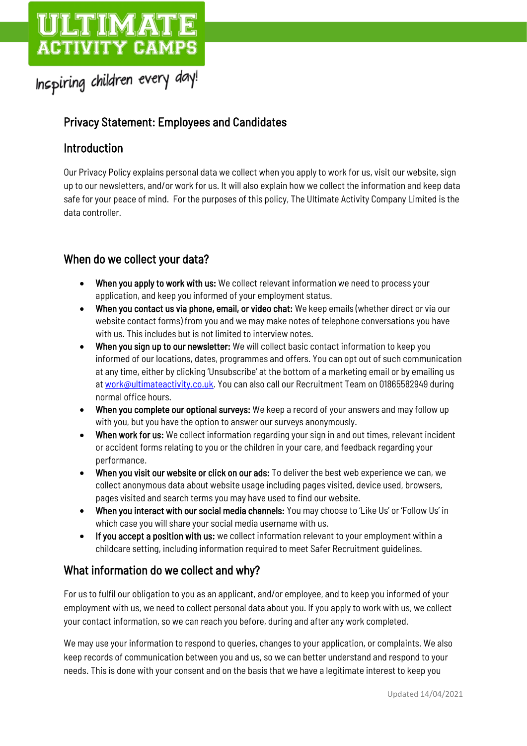ULTIMATE ACTIVITY CAMPS

Inspiring children every day!

# Privacy Statement: Employees and Candidates

## Introduction

Our Privacy Policy explains personal data we collect when you apply to work for us, visit our website, sign up to our newsletters, and/or work for us. It will also explain how we collect the information and keep data safe for your peace of mind. For the purposes of this policy, The Ultimate Activity Company Limited is the data controller.

## When do we collect your data?

- **When you apply to work with us:** We collect relevant information we need to process your application, and keep you informed of your employment status.
- **When you contact us via phone, email, or video chat:** We keep emails (whether direct or via our website contact forms) from you and we may make notes of telephone conversations you have with us. This includes but is not limited to interview notes.
- **When you sign up to our newsletter:** We will collect basic contact information to keep you informed of our locations, dates, programmes and offers. You can opt out of such communication at any time, either by clicking 'Unsubscribe' at the bottom of a marketing email or by emailing us at work@ultimateactivity.co.uk. You can also call our Recruitment Team on 01865582949 during normal office hours.
- **When you complete our optional surveys:** We keep a record of your answers and may follow up with you, but you have the option to answer our surveys anonymously.
- **When work for us:** We collect information regarding your sign in and out times, relevant incident or accident forms relating to you or the children in your care, and feedback regarding your performance.
- **When you visit our website or click on our ads:** To deliver the best web experience we can, we collect anonymous data about website usage including pages visited, device used, browsers, pages visited and search terms you may have used to find our website.
- **When you interact with our social media channels:** You may choose to 'Like Us' or 'Follow Us' in which case you will share your social media username with us.
- **If you accept a position with us:** we collect information relevant to your employment within a childcare setting, including information required to meet Safer Recruitment guidelines.

## What information do we collect and why?

For us to fulfil our obligation to you as an applicant, and/or employee, and to keep you informed of your employment with us, we need to collect personal data about you. If you apply to work with us, we collect your contact information, so we can reach you before, during and after any work completed.

We may use your information to respond to queries, changes to your application, or complaints. We also keep records of communication between you and us, so we can better understand and respond to your needs. This is done with your consent and on the basis that we have a legitimate interest to keep you

Updated 14/04/2021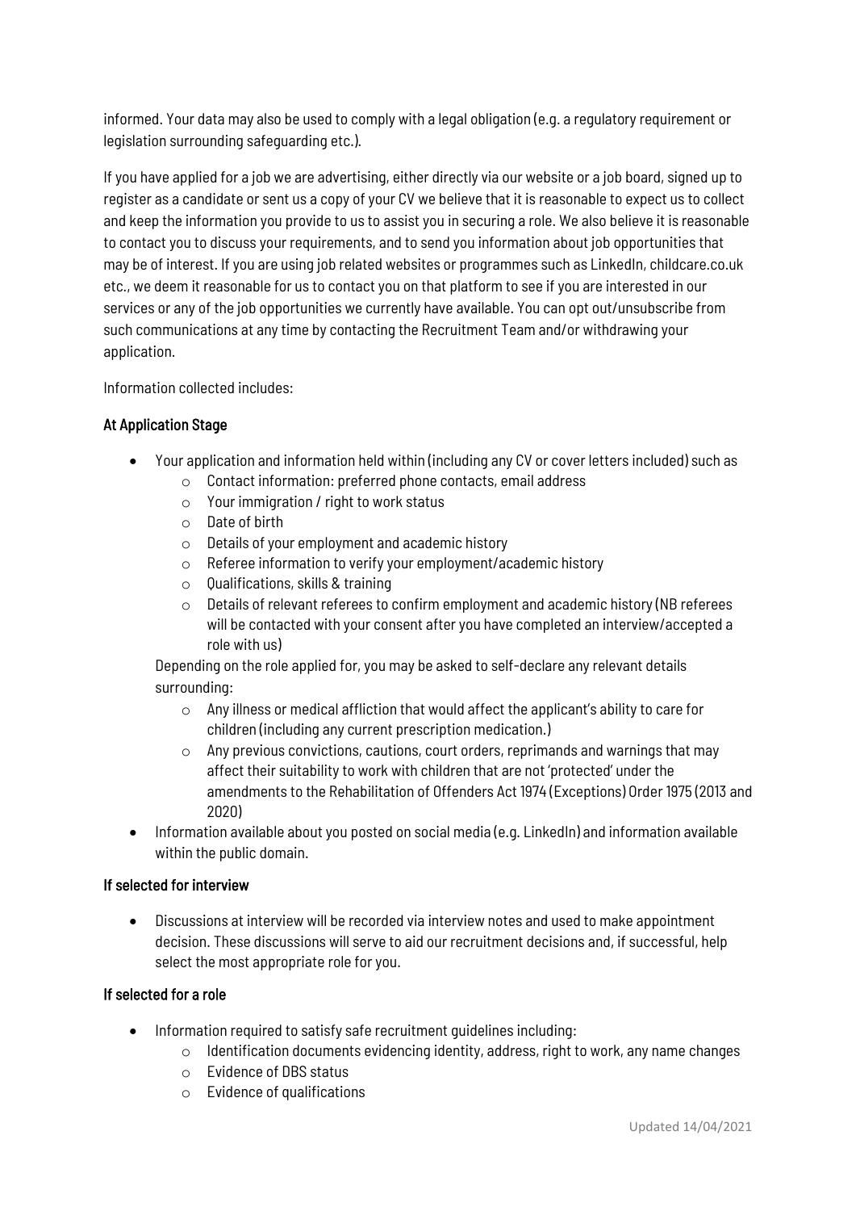informed. Your data may also be used to comply with a legal obligation (e.g. a regulatory requirement or legislation surrounding safeguarding etc.).

If you have applied for a job we are advertising, either directly via our website or a job board, signed up to register as a candidate or sent us a copy of your CV we believe that it is reasonable to expect us to collect and keep the information you provide to us to assist you in securing a role. We also believe it is reasonable to contact you to discuss your requirements, and to send you information about job opportunities that may be of interest. If you are using job related websites or programmes such as LinkedIn, childcare.co.uk etc., we deem it reasonable for us to contact you on that platform to see if you are interested in our services or any of the job opportunities we currently have available. You can opt out/unsubscribe from such communications at any time by contacting the Recruitment Team and/or withdrawing your application.

Information collected includes:

### At Application Stage

- Your application and information held within (including any CV or cover letters included) such as
  - Contact information: preferred phone contacts, email address
  - Your immigration / right to work status
  - Date of birth
  - Details of your employment and academic history
  - Referee information to verify your employment/academic history
  - Qualifications, skills & training
  - Details of relevant referees to confirm employment and academic history (NB referees will be contacted with your consent after you have completed an interview/accepted a role with us)

  Depending on the role applied for, you may be asked to self-declare any relevant details surrounding:
  - Any illness or medical affliction that would affect the applicant's ability to care for children (including any current prescription medication.)
  - Any previous convictions, cautions, court orders, reprimands and warnings that may affect their suitability to work with children that are not 'protected' under the amendments to the Rehabilitation of Offenders Act 1974 (Exceptions) Order 1975 (2013 and 2020)
- Information available about you posted on social media (e.g. LinkedIn) and information available within the public domain.

### If selected for interview

- Discussions at interview will be recorded via interview notes and used to make appointment decision. These discussions will serve to aid our recruitment decisions and, if successful, help select the most appropriate role for you.

### If selected for a role

- Information required to satisfy safe recruitment guidelines including:
  - Identification documents evidencing identity, address, right to work, any name changes
  - Evidence of DBS status
  - Evidence of qualifications

Updated 14/04/2021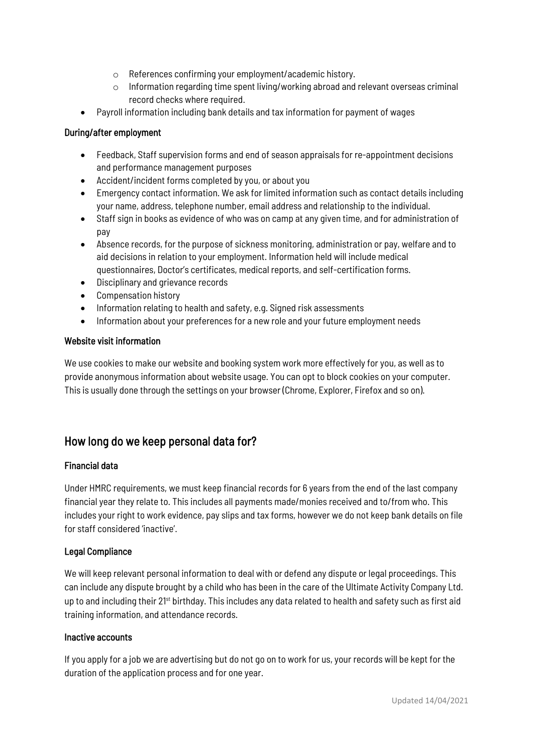- References confirming your employment/academic history.
  - Information regarding time spent living/working abroad and relevant overseas criminal record checks where required.
- Payroll information including bank details and tax information for payment of wages

#### During/after employment

- Feedback, Staff supervision forms and end of season appraisals for re-appointment decisions and performance management purposes
- Accident/incident forms completed by you, or about you
- Emergency contact information. We ask for limited information such as contact details including your name, address, telephone number, email address and relationship to the individual.
- Staff sign in books as evidence of who was on camp at any given time, and for administration of pay
- Absence records, for the purpose of sickness monitoring, administration or pay, welfare and to aid decisions in relation to your employment. Information held will include medical questionnaires, Doctor's certificates, medical reports, and self-certification forms.
- Disciplinary and grievance records
- Compensation history
- Information relating to health and safety, e.g. Signed risk assessments
- Information about your preferences for a new role and your future employment needs

#### Website visit information

We use cookies to make our website and booking system work more effectively for you, as well as to provide anonymous information about website usage. You can opt to block cookies on your computer. This is usually done through the settings on your browser (Chrome, Explorer, Firefox and so on).

## How long do we keep personal data for?

#### Financial data

Under HMRC requirements, we must keep financial records for 6 years from the end of the last company financial year they relate to. This includes all payments made/monies received and to/from who. This includes your right to work evidence, pay slips and tax forms, however we do not keep bank details on file for staff considered 'inactive'.

#### Legal Compliance

We will keep relevant personal information to deal with or defend any dispute or legal proceedings. This can include any dispute brought by a child who has been in the care of the Ultimate Activity Company Ltd. up to and including their 21st birthday. This includes any data related to health and safety such as first aid training information, and attendance records.

#### Inactive accounts

If you apply for a job we are advertising but do not go on to work for us, your records will be kept for the duration of the application process and for one year.

Updated 14/04/2021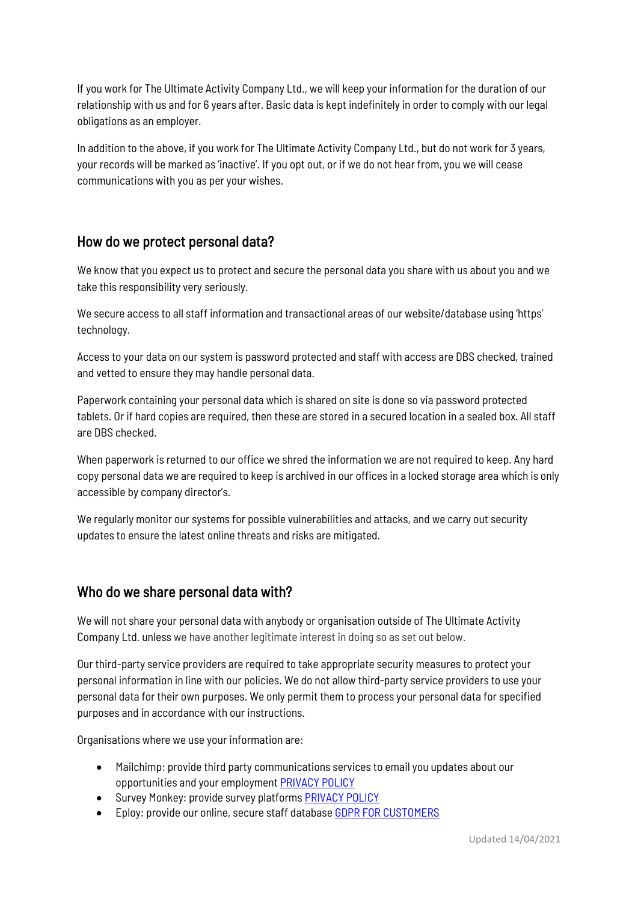If you work for The Ultimate Activity Company Ltd., we will keep your information for the duration of our relationship with us and for 6 years after. Basic data is kept indefinitely in order to comply with our legal obligations as an employer.

In addition to the above, if you work for The Ultimate Activity Company Ltd., but do not work for 3 years, your records will be marked as 'inactive'. If you opt out, or if we do not hear from, you we will cease communications with you as per your wishes.

## How do we protect personal data?

We know that you expect us to protect and secure the personal data you share with us about you and we take this responsibility very seriously.

We secure access to all staff information and transactional areas of our website/database using 'https' technology.

Access to your data on our system is password protected and staff with access are DBS checked, trained and vetted to ensure they may handle personal data.

Paperwork containing your personal data which is shared on site is done so via password protected tablets. Or if hard copies are required, then these are stored in a secured location in a sealed box. All staff are DBS checked.

When paperwork is returned to our office we shred the information we are not required to keep. Any hard copy personal data we are required to keep is archived in our offices in a locked storage area which is only accessible by company director's.

We regularly monitor our systems for possible vulnerabilities and attacks, and we carry out security updates to ensure the latest online threats and risks are mitigated.

## Who do we share personal data with?

We will not share your personal data with anybody or organisation outside of The Ultimate Activity Company Ltd. unless we have another legitimate interest in doing so as set out below.

Our third-party service providers are required to take appropriate security measures to protect your personal information in line with our policies. We do not allow third-party service providers to use your personal data for their own purposes. We only permit them to process your personal data for specified purposes and in accordance with our instructions.

Organisations where we use your information are:

- Mailchimp: provide third party communications services to email you updates about our opportunities and your employment PRIVACY POLICY
- Survey Monkey: provide survey platforms PRIVACY POLICY
- Eploy: provide our online, secure staff database GDPR FOR CUSTOMERS

Updated 14/04/2021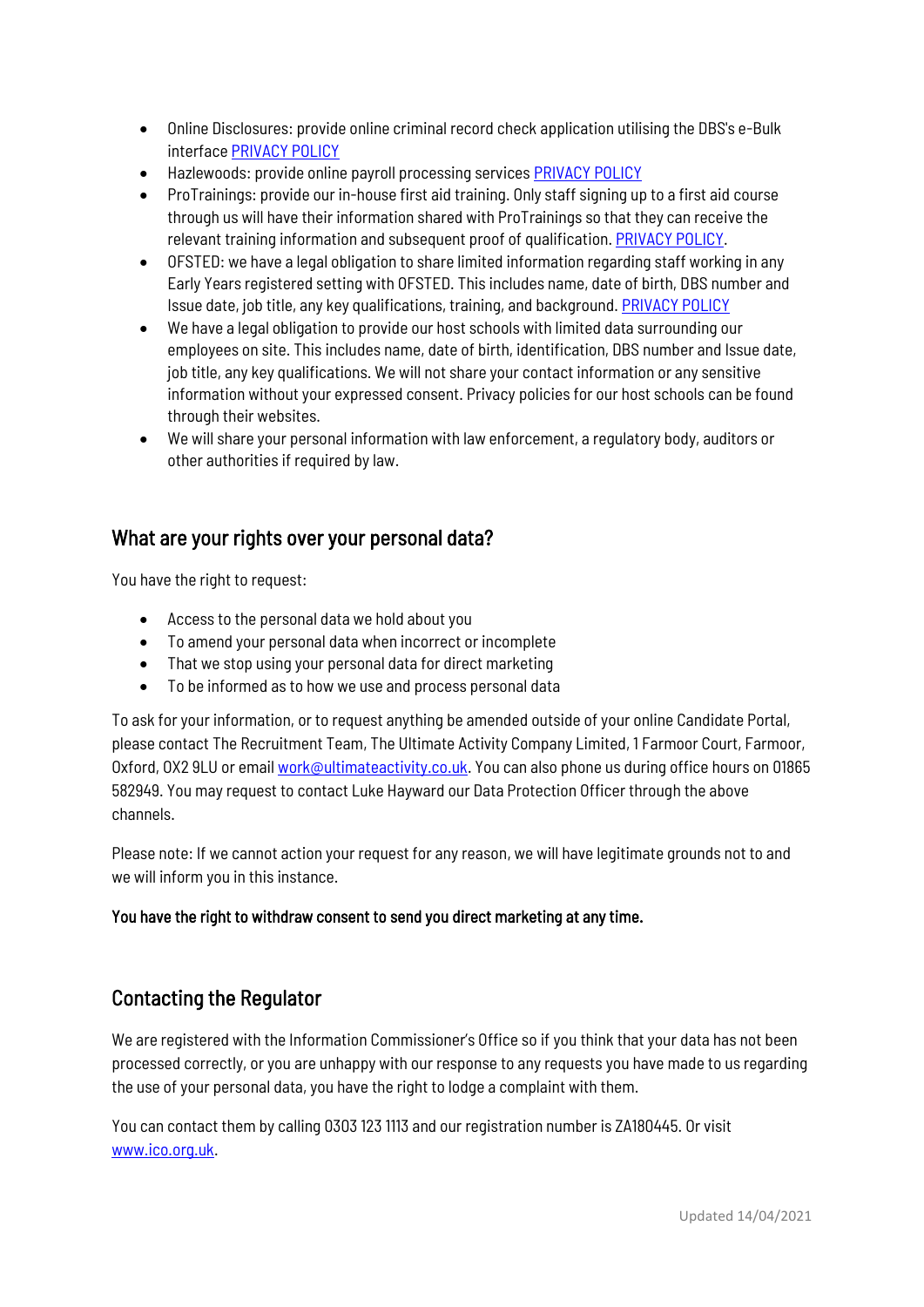- Online Disclosures: provide online criminal record check application utilising the DBS's e-Bulk interface PRIVACY POLICY
- Hazlewoods: provide online payroll processing services PRIVACY POLICY
- ProTrainings: provide our in-house first aid training. Only staff signing up to a first aid course through us will have their information shared with ProTrainings so that they can receive the relevant training information and subsequent proof of qualification. PRIVACY POLICY.
- OFSTED: we have a legal obligation to share limited information regarding staff working in any Early Years registered setting with OFSTED. This includes name, date of birth, DBS number and Issue date, job title, any key qualifications, training, and background. PRIVACY POLICY
- We have a legal obligation to provide our host schools with limited data surrounding our employees on site. This includes name, date of birth, identification, DBS number and Issue date, job title, any key qualifications. We will not share your contact information or any sensitive information without your expressed consent. Privacy policies for our host schools can be found through their websites.
- We will share your personal information with law enforcement, a regulatory body, auditors or other authorities if required by law.

## What are your rights over your personal data?

You have the right to request:

- Access to the personal data we hold about you
- To amend your personal data when incorrect or incomplete
- That we stop using your personal data for direct marketing
- To be informed as to how we use and process personal data

To ask for your information, or to request anything be amended outside of your online Candidate Portal, please contact The Recruitment Team, The Ultimate Activity Company Limited, 1 Farmoor Court, Farmoor, Oxford, OX2 9LU or email work@ultimateactivity.co.uk. You can also phone us during office hours on 01865 582949. You may request to contact Luke Hayward our Data Protection Officer through the above channels.

Please note: If we cannot action your request for any reason, we will have legitimate grounds not to and we will inform you in this instance.

**You have the right to withdraw consent to send you direct marketing at any time.**

## Contacting the Regulator

We are registered with the Information Commissioner's Office so if you think that your data has not been processed correctly, or you are unhappy with our response to any requests you have made to us regarding the use of your personal data, you have the right to lodge a complaint with them.

You can contact them by calling 0303 123 1113 and our registration number is ZA180445. Or visit www.ico.org.uk.

Updated 14/04/2021